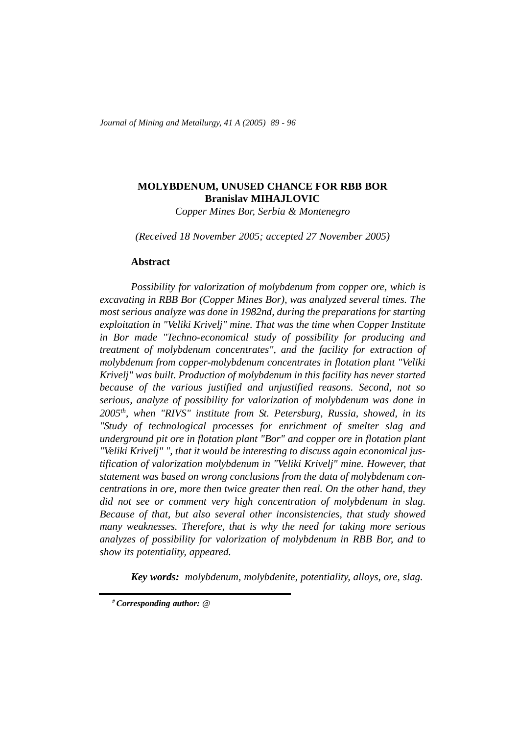# MOLYBDENUM, UNUSED CHANCE FOR RBB BOR

**Branislav MIHAJLOVIC**

*Copper Mines Bor, Serbia & Montenegro*

*(Received 18 November 2005; accepted 27 November 2005)*

## Abstract

*Possibility for valorization of molybdenum from copper ore, which is excavating in RBB Bor (Copper Mines Bor), was analyzed several times. The most serious analyze was done in 1982nd, during the preparations for starting exploitation in "Veliki Krivelj" mine. That was the time when Copper Institute in Bor made "Techno-economical study of possibility for producing and treatment of molybdenum concentrates", and the facility for extraction of molybdenum from copper-molybdenum concentrates in flotation plant "Veliki Krivelj" was built. Production of molybdenum in this facility has never started because of the various justified and unjustified reasons. Second, not so serious, analyze of possibility for valorization of molybdenum was done in 2005th, when "RIVS" institute from St. Petersburg, Russia, showed, in its "Study of technological processes for enrichment of smelter slag and underground pit ore in flotation plant "Bor" and copper ore in flotation plant "Veliki Krivelj" ", that it would be interesting to discuss again economical justification of valorization molybdenum in "Veliki Krivelj" mine. However, that statement was based on wrong conclusions from the data of molybdenum concentrations in ore, more then twice greater then real. On the other hand, they did not see or comment very high concentration of molybdenum in slag. Because of that, but also several other inconsistencies, that study showed many weaknesses. Therefore, that is why the need for taking more serious analyzes of possibility for valorization of molybdenum in RBB Bor, and to show its potentiality, appeared.*

***Key words:*** *molybdenum, molybdenite, potentiality, alloys, ore, slag.*

[#] ***Corresponding author:*** *@*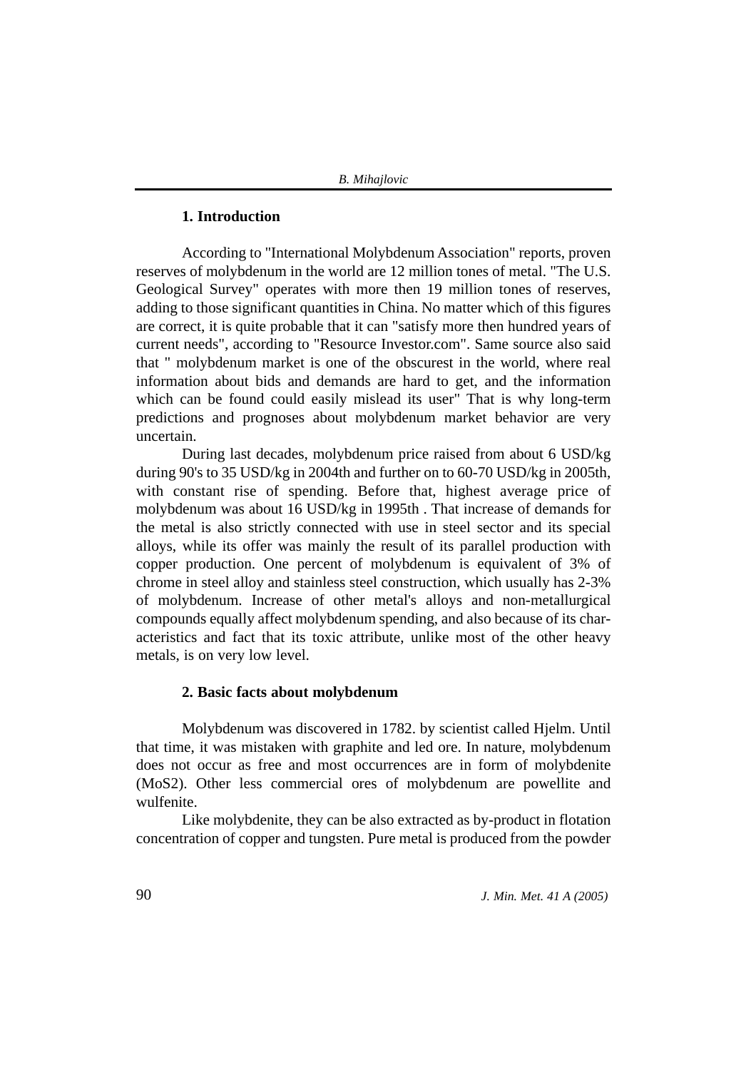## 1. Introduction

According to "International Molybdenum Association" reports, proven reserves of molybdenum in the world are 12 million tones of metal. "The U.S. Geological Survey" operates with more then 19 million tones of reserves, adding to those significant quantities in China. No matter which of this figures are correct, it is quite probable that it can "satisfy more then hundred years of current needs", according to "Resource Investor.com". Same source also said that " molybdenum market is one of the obscurest in the world, where real information about bids and demands are hard to get, and the information which can be found could easily mislead its user" That is why long-term predictions and prognoses about molybdenum market behavior are very uncertain.

During last decades, molybdenum price raised from about 6 USD/kg during 90's to 35 USD/kg in 2004th and further on to 60-70 USD/kg in 2005th, with constant rise of spending. Before that, highest average price of molybdenum was about 16 USD/kg in 1995th . That increase of demands for the metal is also strictly connected with use in steel sector and its special alloys, while its offer was mainly the result of its parallel production with copper production. One percent of molybdenum is equivalent of 3% of chrome in steel alloy and stainless steel construction, which usually has 2-3% of molybdenum. Increase of other metal's alloys and non-metallurgical compounds equally affect molybdenum spending, and also because of its characteristics and fact that its toxic attribute, unlike most of the other heavy metals, is on very low level.

## 2. Basic facts about molybdenum

Molybdenum was discovered in 1782. by scientist called Hjelm. Until that time, it was mistaken with graphite and led ore. In nature, molybdenum does not occur as free and most occurrences are in form of molybdenite ($MoS_2$). Other less commercial ores of molybdenum are powellite and wulfenite.

Like molybdenite, they can be also extracted as by-product in flotation concentration of copper and tungsten. Pure metal is produced from the powder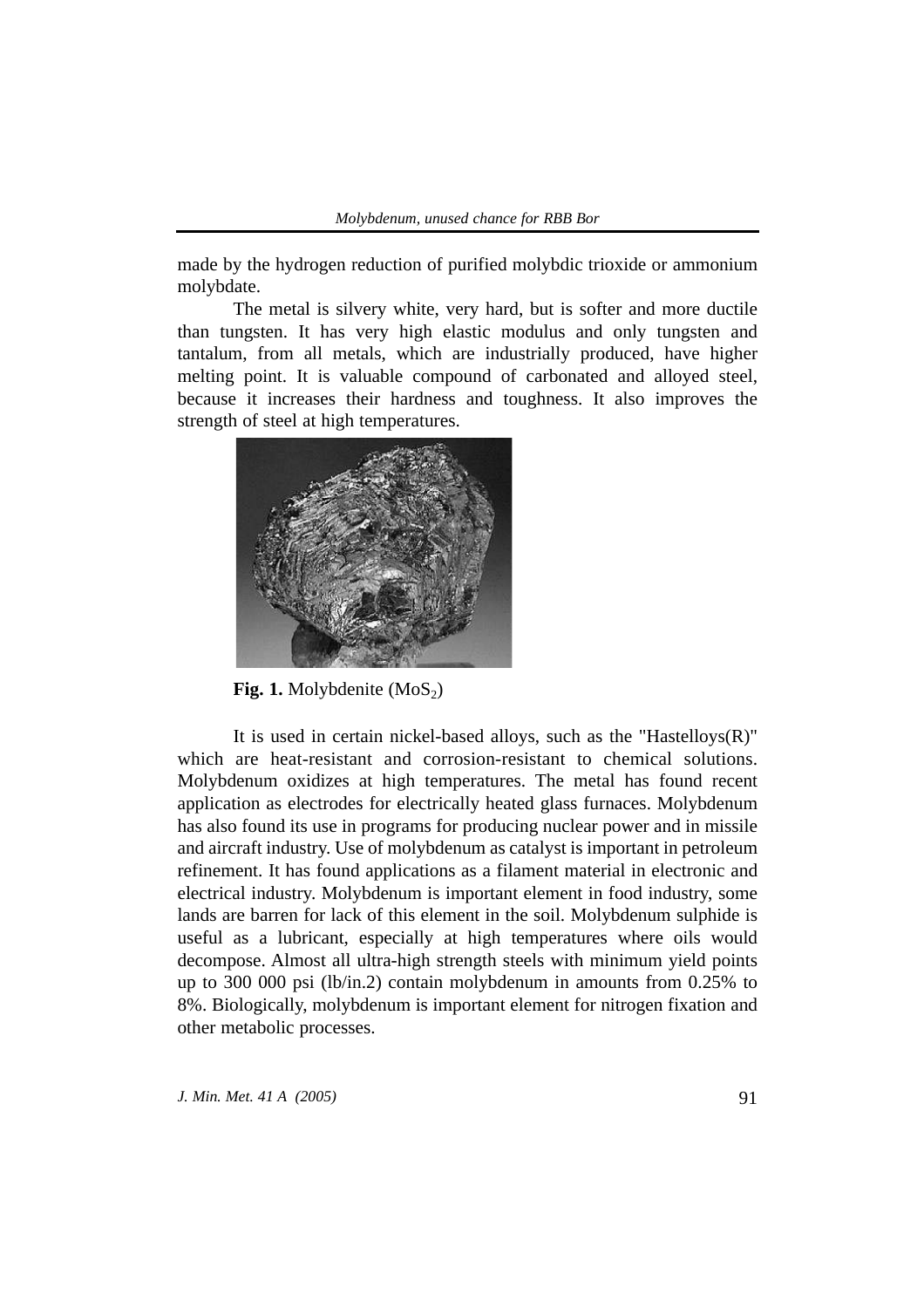made by the hydrogen reduction of purified molybdic trioxide or ammonium molybdate.

The metal is silvery white, very hard, but is softer and more ductile than tungsten. It has very high elastic modulus and only tungsten and tantalum, from all metals, which are industrially produced, have higher melting point. It is valuable compound of carbonated and alloyed steel, because it increases their hardness and toughness. It also improves the strength of steel at high temperatures.

**Fig. 1.** Molybdenite ($MoS_2$)

It is used in certain nickel-based alloys, such as the "Hastelloys(R)" which are heat-resistant and corrosion-resistant to chemical solutions. Molybdenum oxidizes at high temperatures. The metal has found recent application as electrodes for electrically heated glass furnaces. Molybdenum has also found its use in programs for producing nuclear power and in missile and aircraft industry. Use of molybdenum as catalyst is important in petroleum refinement. It has found applications as a filament material in electronic and electrical industry. Molybdenum is important element in food industry, some lands are barren for lack of this element in the soil. Molybdenum sulphide is useful as a lubricant, especially at high temperatures where oils would decompose. Almost all ultra-high strength steels with minimum yield points up to 300 000 psi (lb/in.2) contain molybdenum in amounts from 0.25% to 8%. Biologically, molybdenum is important element for nitrogen fixation and other metabolic processes.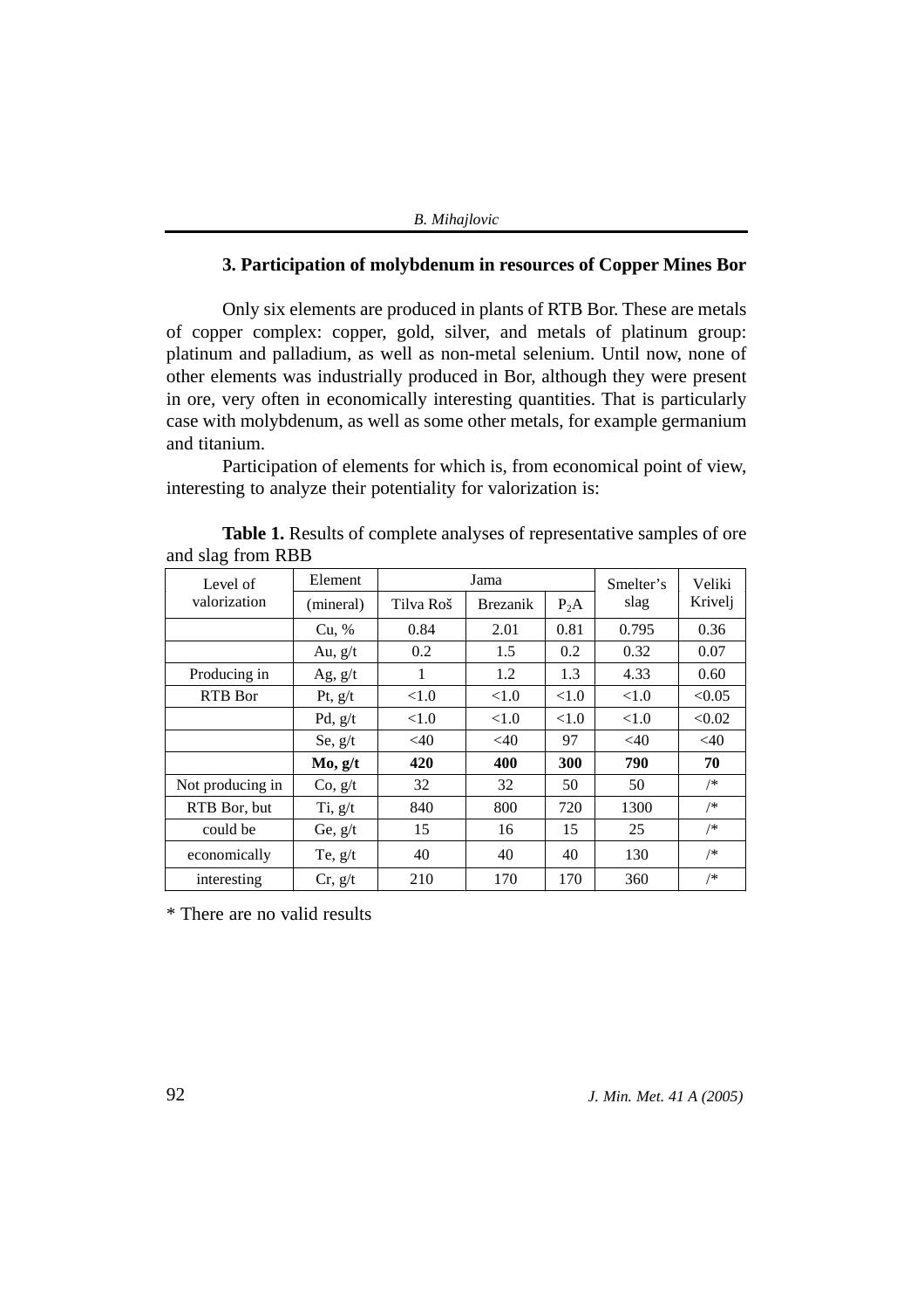### 3. Participation of molybdenum in resources of Copper Mines Bor

Only six elements are produced in plants of RTB Bor. These are metals of copper complex: copper, gold, silver, and metals of platinum group: platinum and palladium, as well as non-metal selenium. Until now, none of other elements was industrially produced in Bor, although they were present in ore, very often in economically interesting quantities. That is particularly case with molybdenum, as well as some other metals, for example germanium and titanium.

Participation of elements for which is, from economical point of view, interesting to analyze their potentiality for valorization is:

**Table 1.** Results of complete analyses of representative samples of ore and slag from RBB

| Level of valorization | Element (mineral) | Jama | | | Smelter's slag | Veliki Krivelj |
|---|---|---|---|---|---|---|
| | | Tilva Roš | Brezanik | $P_2A$ | | |
| | Cu, % | 0.84 | 2.01 | 0.81 | 0.795 | 0.36 |
| | Au, g/t | 0.2 | 1.5 | 0.2 | 0.32 | 0.07 |
| Producing in | Ag, g/t | 1 | 1.2 | 1.3 | 4.33 | 0.60 |
| RTB Bor | Pt, g/t | <1.0 | <1.0 | <1.0 | <1.0 | <0.05 |
| | Pd, g/t | <1.0 | <1.0 | <1.0 | <1.0 | <0.02 |
| | Se, g/t | <40 | <40 | 97 | <40 | <40 |
| | **Mo, g/t** | **420** | **400** | **300** | **790** | **70** |
| Not producing in | Co, g/t | 32 | 32 | 50 | 50 | /* |
| RTB Bor, but | Ti, g/t | 840 | 800 | 720 | 1300 | /* |
| could be | Ge, g/t | 15 | 16 | 15 | 25 | /* |
| economically | Te, g/t | 40 | 40 | 40 | 130 | /* |
| interesting | Cr, g/t | 210 | 170 | 170 | 360 | /* |

* There are no valid results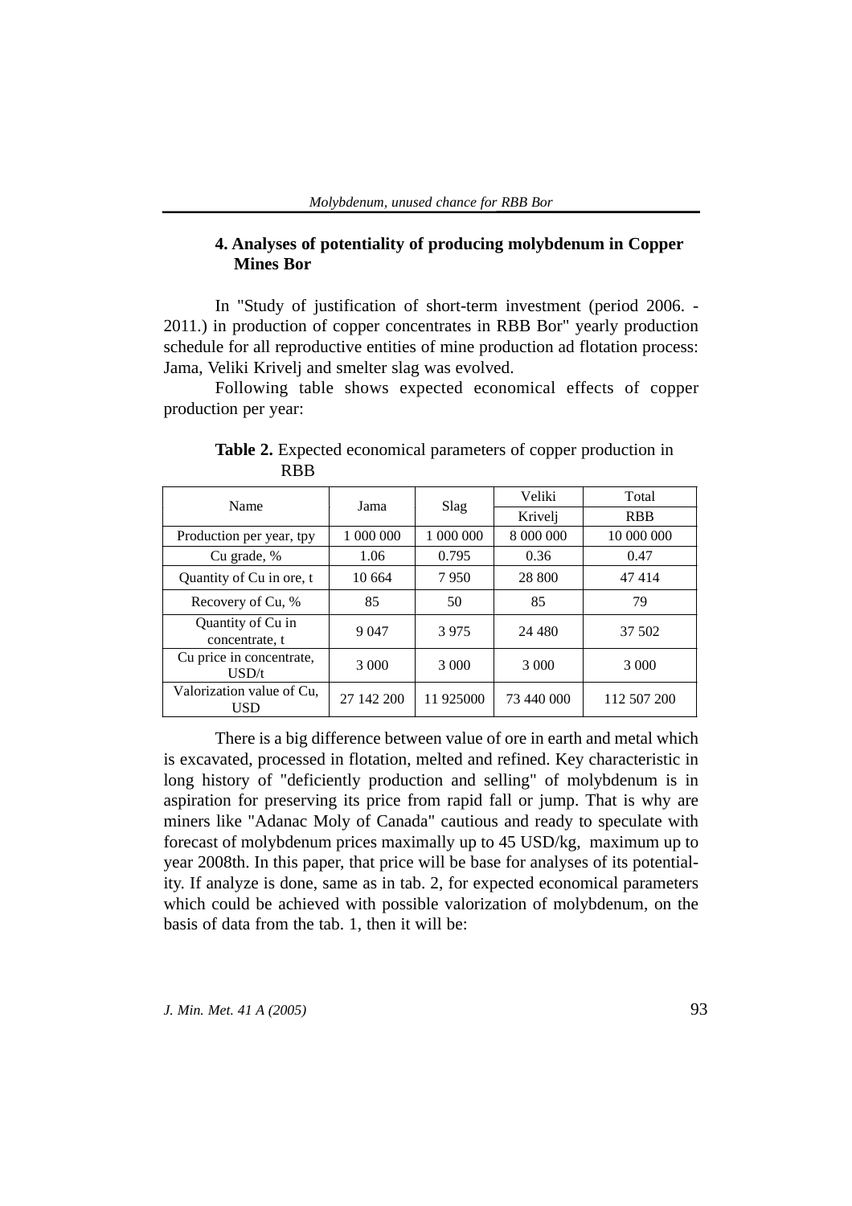## 4. Analyses of potentiality of producing molybdenum in Copper Mines Bor

In "Study of justification of short-term investment (period 2006. - 2011.) in production of copper concentrates in RBB Bor" yearly production schedule for all reproductive entities of mine production ad flotation process: Jama, Veliki Krivelj and smelter slag was evolved.

Following table shows expected economical effects of copper production per year:

**Table 2.** Expected economical parameters of copper production in RBB

| Name | Jama | Slag | Veliki Krivelj | Total RBB |
|---|---|---|---|---|
| Production per year, tpy | 1 000 000 | 1 000 000 | 8 000 000 | 10 000 000 |
| Cu grade, % | 1.06 | 0.795 | 0.36 | 0.47 |
| Quantity of Cu in ore, t | 10 664 | 7 950 | 28 800 | 47 414 |
| Recovery of Cu, % | 85 | 50 | 85 | 79 |
| Quantity of Cu in concentrate, t | 9 047 | 3 975 | 24 480 | 37 502 |
| Cu price in concentrate, USD/t | 3 000 | 3 000 | 3 000 | 3 000 |
| Valorization value of Cu, USD | 27 142 200 | 11 925000 | 73 440 000 | 112 507 200 |

There is a big difference between value of ore in earth and metal which is excavated, processed in flotation, melted and refined. Key characteristic in long history of "deficiently production and selling" of molybdenum is in aspiration for preserving its price from rapid fall or jump. That is why are miners like "Adanac Moly of Canada" cautious and ready to speculate with forecast of molybdenum prices maximally up to 45 USD/kg, maximum up to year 2008th. In this paper, that price will be base for analyses of its potentiality. If analyze is done, same as in tab. 2, for expected economical parameters which could be achieved with possible valorization of molybdenum, on the basis of data from the tab. 1, then it will be: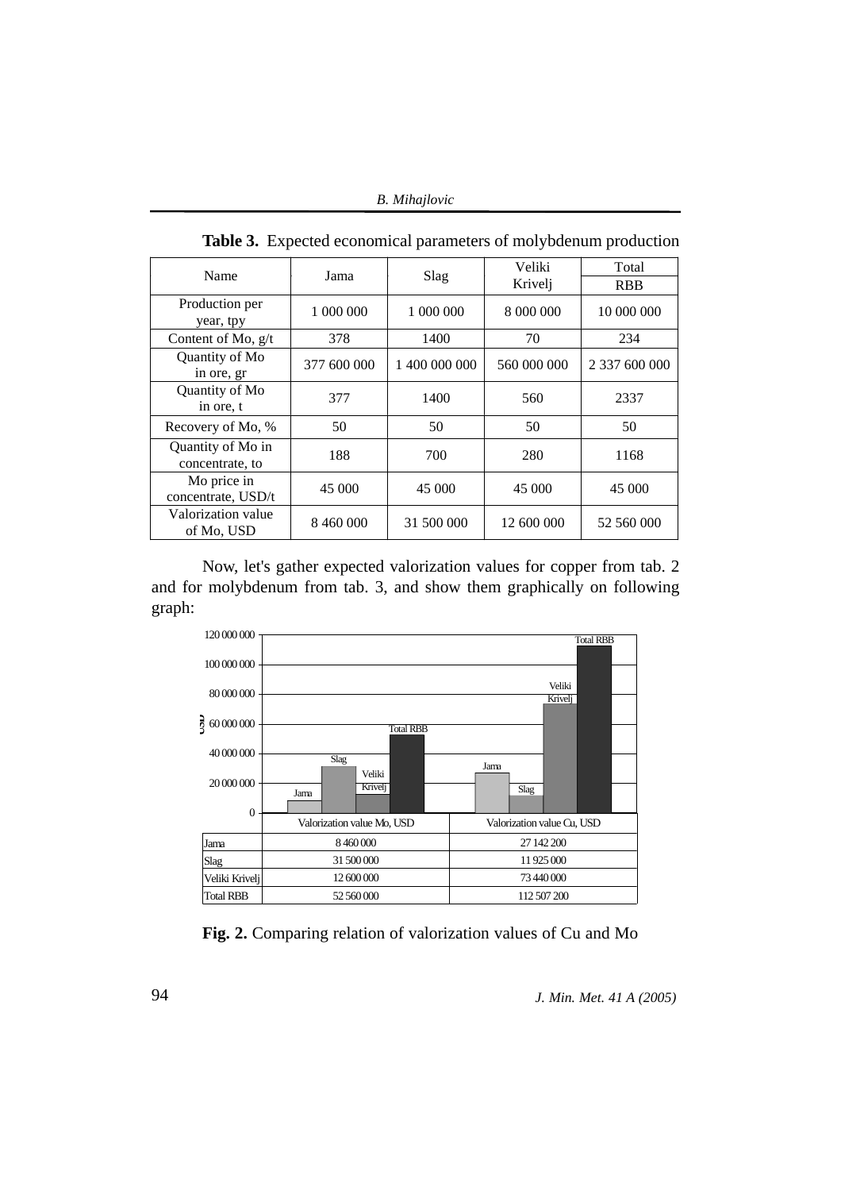**Table 3.** Expected economical parameters of molybdenum production

| Name | Jama | Slag | Veliki Krivelj | Total RBB |
|---|---|---|---|---|
| Production per year, tpy | 1 000 000 | 1 000 000 | 8 000 000 | 10 000 000 |
| Content of Mo, g/t | 378 | 1400 | 70 | 234 |
| Quantity of Mo in ore, gr | 377 600 000 | 1 400 000 000 | 560 000 000 | 2 337 600 000 |
| Quantity of Mo in ore, t | 377 | 1400 | 560 | 2337 |
| Recovery of Mo, % | 50 | 50 | 50 | 50 |
| Quantity of Mo in concentrate, to | 188 | 700 | 280 | 1168 |
| Mo price in concentrate, USD/t | 45 000 | 45 000 | 45 000 | 45 000 |
| Valorization value of Mo, USD | 8 460 000 | 31 500 000 | 12 600 000 | 52 560 000 |

Now, let's gather expected valorization values for copper from tab. 2 and for molybdenum from tab. 3, and show them graphically on following graph:

| | Valorization value Mo, USD | Valorization value Cu, USD |
|---|---|---|
| Jama | 8 460 000 | 27 142 200 |
| Slag | 31 500 000 | 11 925 000 |
| Veliki Krivelj | 12 600 000 | 73 440 000 |
| Total RBB | 52 560 000 | 112 507 200 |

**Fig. 2.** Comparing relation of valorization values of Cu and Mo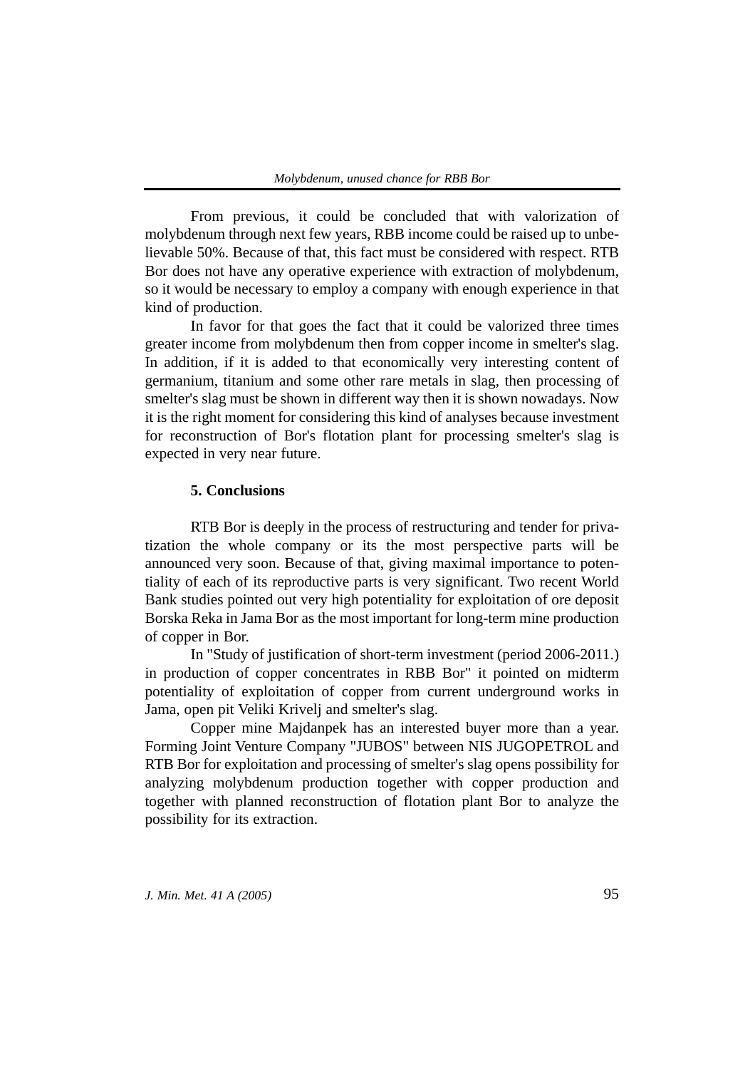From previous, it could be concluded that with valorization of molybdenum through next few years, RBB income could be raised up to unbelievable 50%. Because of that, this fact must be considered with respect. RTB Bor does not have any operative experience with extraction of molybdenum, so it would be necessary to employ a company with enough experience in that kind of production.

In favor for that goes the fact that it could be valorized three times greater income from molybdenum then from copper income in smelter's slag. In addition, if it is added to that economically very interesting content of germanium, titanium and some other rare metals in slag, then processing of smelter's slag must be shown in different way then it is shown nowadays. Now it is the right moment for considering this kind of analyses because investment for reconstruction of Bor's flotation plant for processing smelter's slag is expected in very near future.

## 5. Conclusions

RTB Bor is deeply in the process of restructuring and tender for privatization the whole company or its the most perspective parts will be announced very soon. Because of that, giving maximal importance to potentiality of each of its reproductive parts is very significant. Two recent World Bank studies pointed out very high potentiality for exploitation of ore deposit Borska Reka in Jama Bor as the most important for long-term mine production of copper in Bor.

In "Study of justification of short-term investment (period 2006-2011.) in production of copper concentrates in RBB Bor" it pointed on midterm potentiality of exploitation of copper from current underground works in Jama, open pit Veliki Krivelj and smelter's slag.

Copper mine Majdanpek has an interested buyer more than a year. Forming Joint Venture Company "JUBOS" between NIS JUGOPETROL and RTB Bor for exploitation and processing of smelter's slag opens possibility for analyzing molybdenum production together with copper production and together with planned reconstruction of flotation plant Bor to analyze the possibility for its extraction.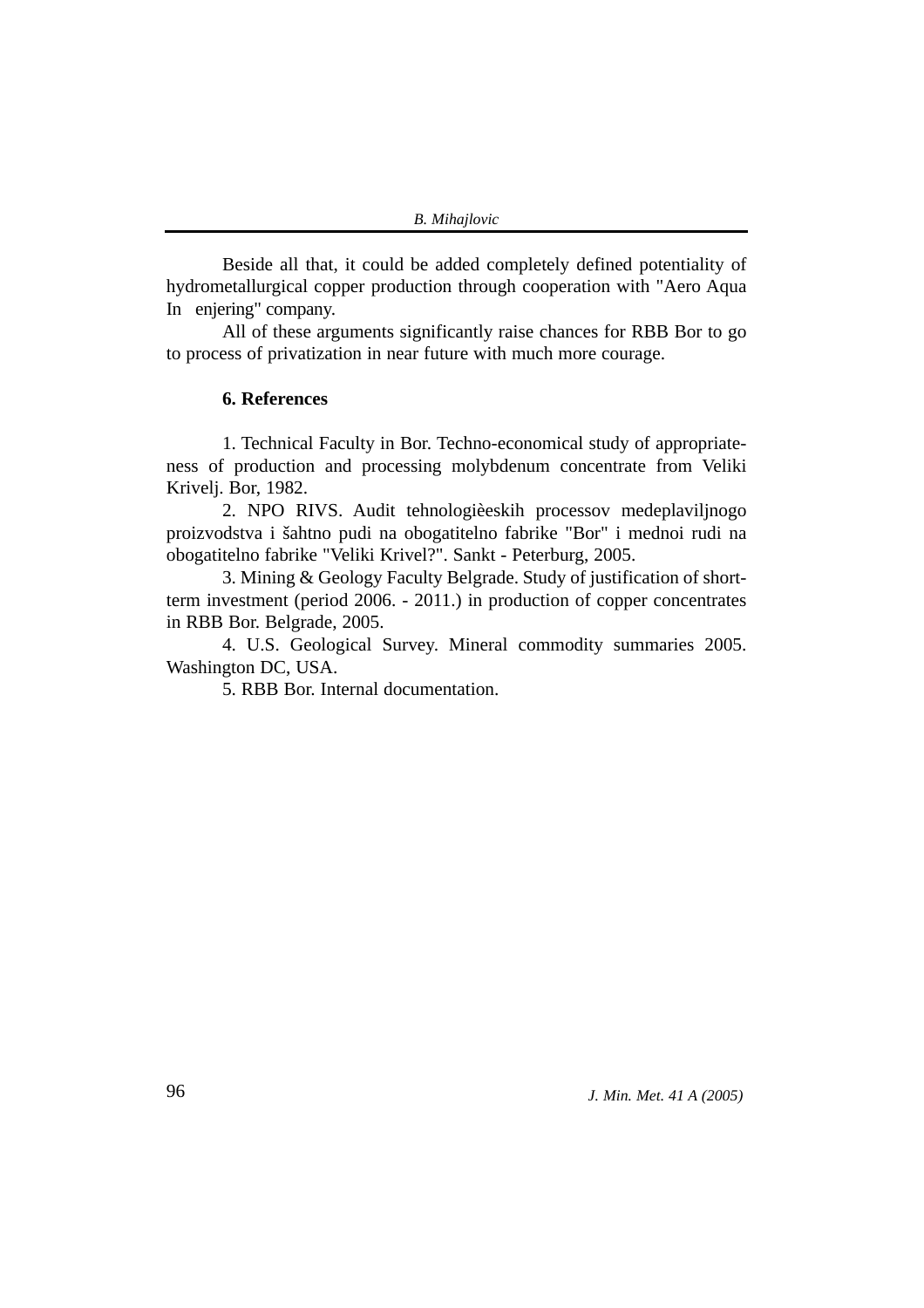Beside all that, it could be added completely defined potentiality of hydrometallurgical copper production through cooperation with "Aero Aqua In enjering" company.

All of these arguments significantly raise chances for RBB Bor to go to process of privatization in near future with much more courage.

## 6. References

1. Technical Faculty in Bor. Techno-economical study of appropriateness of production and processing molybdenum concentrate from Veliki Krivelj. Bor, 1982.
2. NPO RIVS. Audit tehnologièeskih processov medeplaviljnogo proizvodstva i šahtno pudi na obogatitelno fabrike "Bor" i mednoi rudi na obogatitelno fabrike "Veliki Krivel?". Sankt - Peterburg, 2005.
3. Mining & Geology Faculty Belgrade. Study of justification of short-term investment (period 2006. - 2011.) in production of copper concentrates in RBB Bor. Belgrade, 2005.
4. U.S. Geological Survey. Mineral commodity summaries 2005. Washington DC, USA.
5. RBB Bor. Internal documentation.